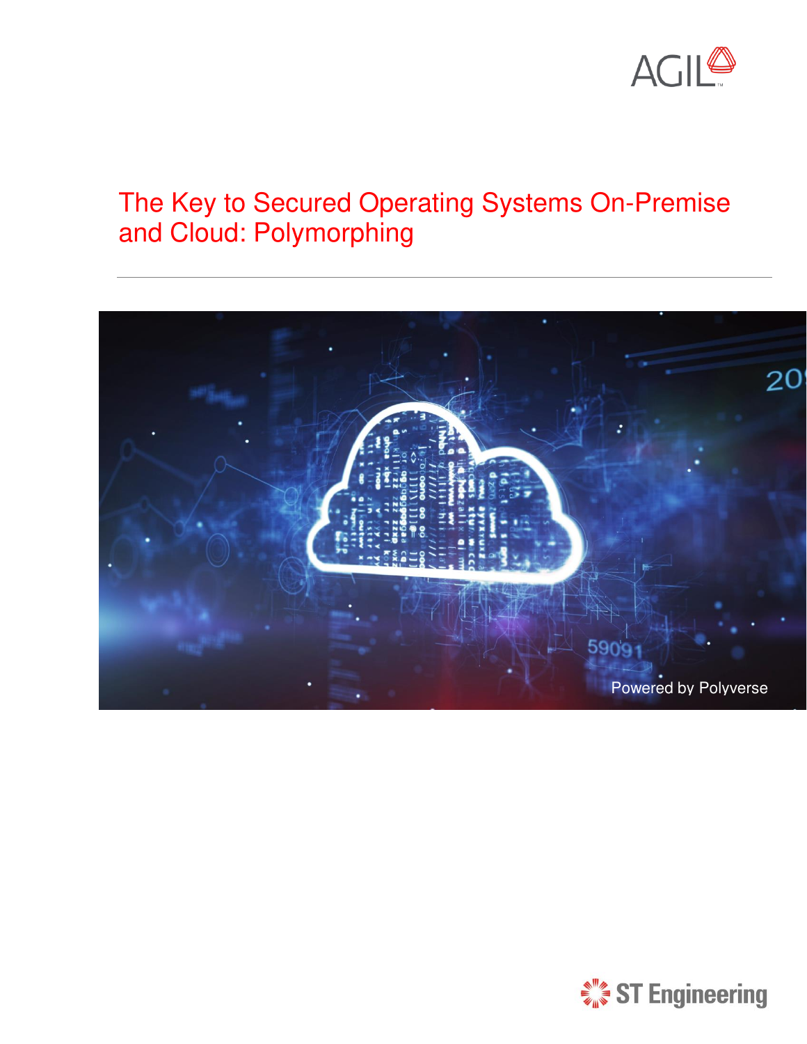AGIL™

# The Key to Secured Operating Systems On-Premise and Cloud: Polymorphing

---

Powered by Polyverse

ST Engineering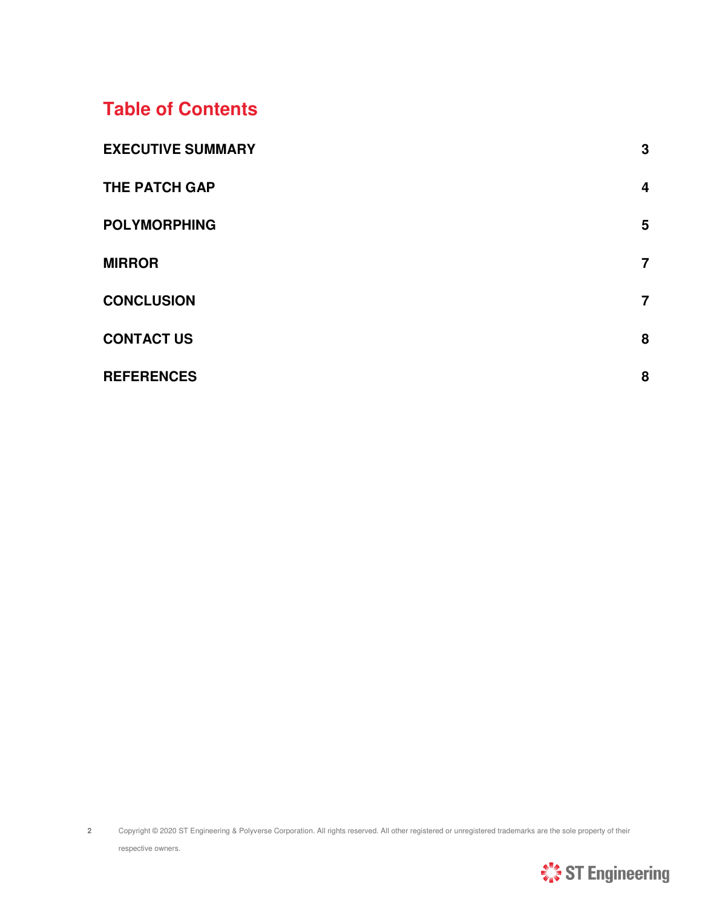## Table of Contents

| | |
|---|---|
| EXECUTIVE SUMMARY | 3 |
| THE PATCH GAP | 4 |
| POLYMORPHING | 5 |
| MIRROR | 7 |
| CONCLUSION | 7 |
| CONTACT US | 8 |
| REFERENCES | 8 |

Copyright © 2020 ST Engineering & Polyverse Corporation. All rights reserved. All other registered or unregistered trademarks are the sole property of their respective owners.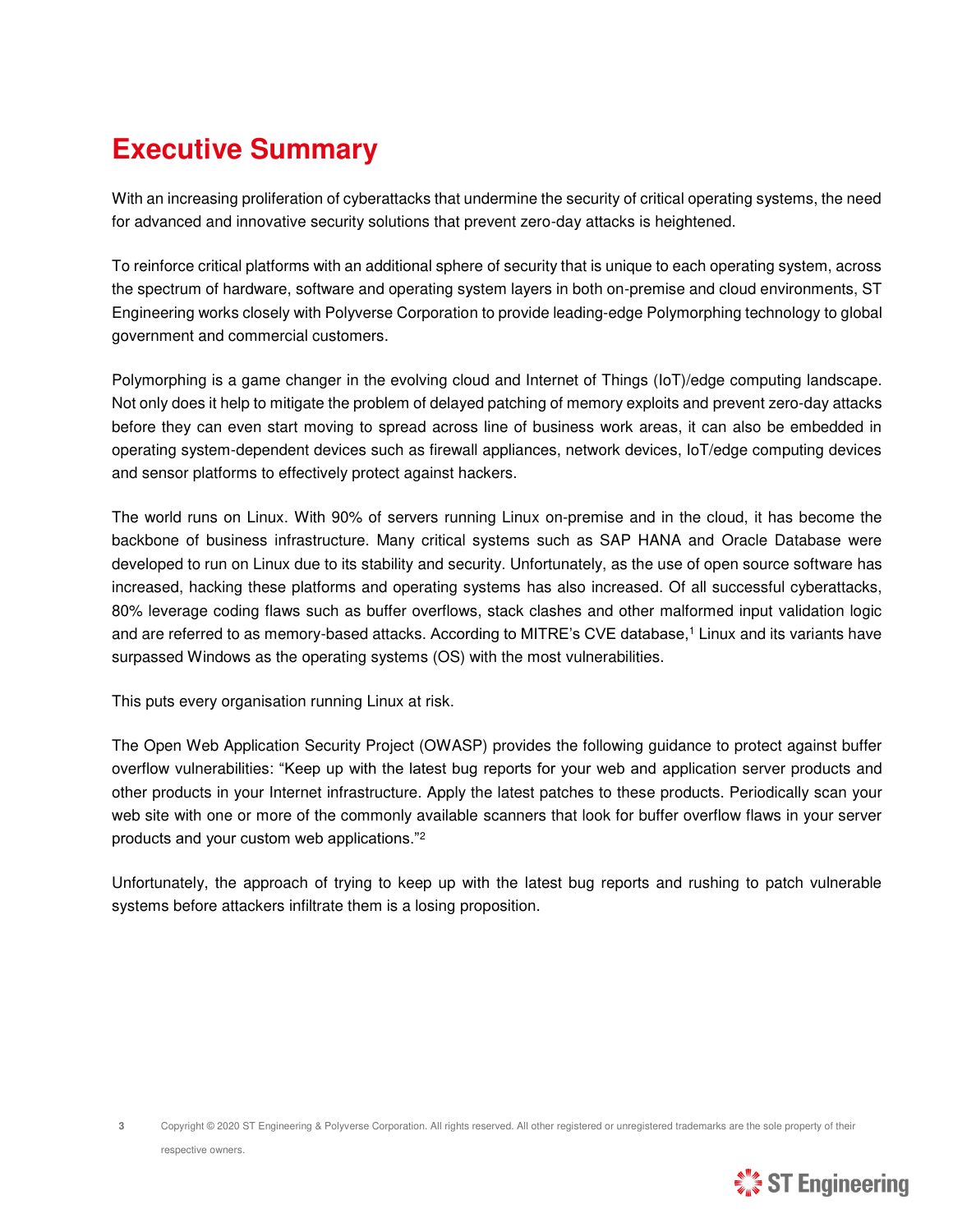# Executive Summary

With an increasing proliferation of cyberattacks that undermine the security of critical operating systems, the need for advanced and innovative security solutions that prevent zero-day attacks is heightened.

To reinforce critical platforms with an additional sphere of security that is unique to each operating system, across the spectrum of hardware, software and operating system layers in both on-premise and cloud environments, ST Engineering works closely with Polyverse Corporation to provide leading-edge Polymorphing technology to global government and commercial customers.

Polymorphing is a game changer in the evolving cloud and Internet of Things (IoT)/edge computing landscape. Not only does it help to mitigate the problem of delayed patching of memory exploits and prevent zero-day attacks before they can even start moving to spread across line of business work areas, it can also be embedded in operating system-dependent devices such as firewall appliances, network devices, IoT/edge computing devices and sensor platforms to effectively protect against hackers.

The world runs on Linux. With 90% of servers running Linux on-premise and in the cloud, it has become the backbone of business infrastructure. Many critical systems such as SAP HANA and Oracle Database were developed to run on Linux due to its stability and security. Unfortunately, as the use of open source software has increased, hacking these platforms and operating systems has also increased. Of all successful cyberattacks, 80% leverage coding flaws such as buffer overflows, stack clashes and other malformed input validation logic and are referred to as memory-based attacks. According to MITRE's CVE database,[1] Linux and its variants have surpassed Windows as the operating systems (OS) with the most vulnerabilities.

This puts every organisation running Linux at risk.

The Open Web Application Security Project (OWASP) provides the following guidance to protect against buffer overflow vulnerabilities: "Keep up with the latest bug reports for your web and application server products and other products in your Internet infrastructure. Apply the latest patches to these products. Periodically scan your web site with one or more of the commonly available scanners that look for buffer overflow flaws in your server products and your custom web applications."[2]

Unfortunately, the approach of trying to keep up with the latest bug reports and rushing to patch vulnerable systems before attackers infiltrate them is a losing proposition.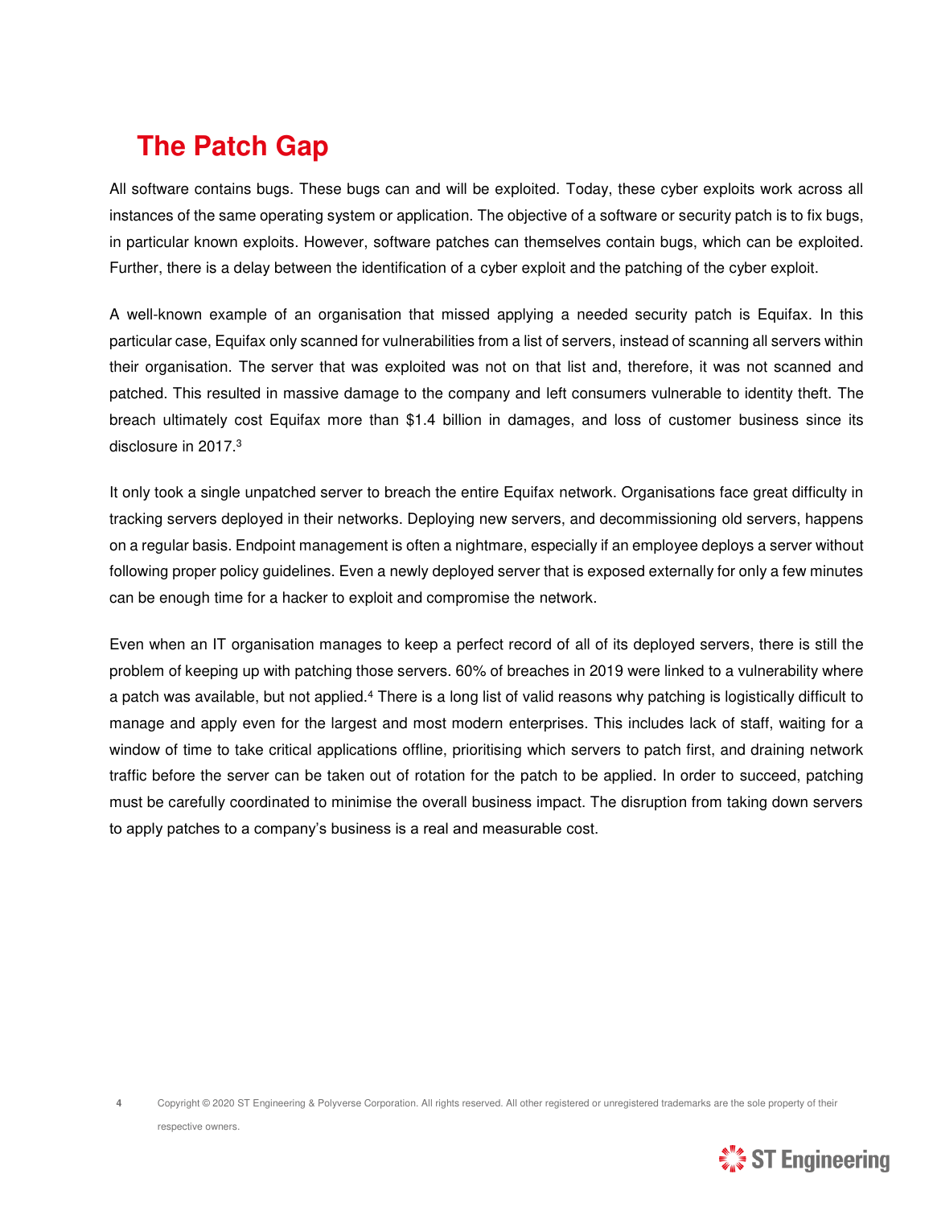## The Patch Gap

All software contains bugs. These bugs can and will be exploited. Today, these cyber exploits work across all instances of the same operating system or application. The objective of a software or security patch is to fix bugs, in particular known exploits. However, software patches can themselves contain bugs, which can be exploited. Further, there is a delay between the identification of a cyber exploit and the patching of the cyber exploit.

A well-known example of an organisation that missed applying a needed security patch is Equifax. In this particular case, Equifax only scanned for vulnerabilities from a list of servers, instead of scanning all servers within their organisation. The server that was exploited was not on that list and, therefore, it was not scanned and patched. This resulted in massive damage to the company and left consumers vulnerable to identity theft. The breach ultimately cost Equifax more than $1.4 billion in damages, and loss of customer business since its disclosure in 2017.[3]

It only took a single unpatched server to breach the entire Equifax network. Organisations face great difficulty in tracking servers deployed in their networks. Deploying new servers, and decommissioning old servers, happens on a regular basis. Endpoint management is often a nightmare, especially if an employee deploys a server without following proper policy guidelines. Even a newly deployed server that is exposed externally for only a few minutes can be enough time for a hacker to exploit and compromise the network.

Even when an IT organisation manages to keep a perfect record of all of its deployed servers, there is still the problem of keeping up with patching those servers. 60% of breaches in 2019 were linked to a vulnerability where a patch was available, but not applied.[4] There is a long list of valid reasons why patching is logistically difficult to manage and apply even for the largest and most modern enterprises. This includes lack of staff, waiting for a window of time to take critical applications offline, prioritising which servers to patch first, and draining network traffic before the server can be taken out of rotation for the patch to be applied. In order to succeed, patching must be carefully coordinated to minimise the overall business impact. The disruption from taking down servers to apply patches to a company's business is a real and measurable cost.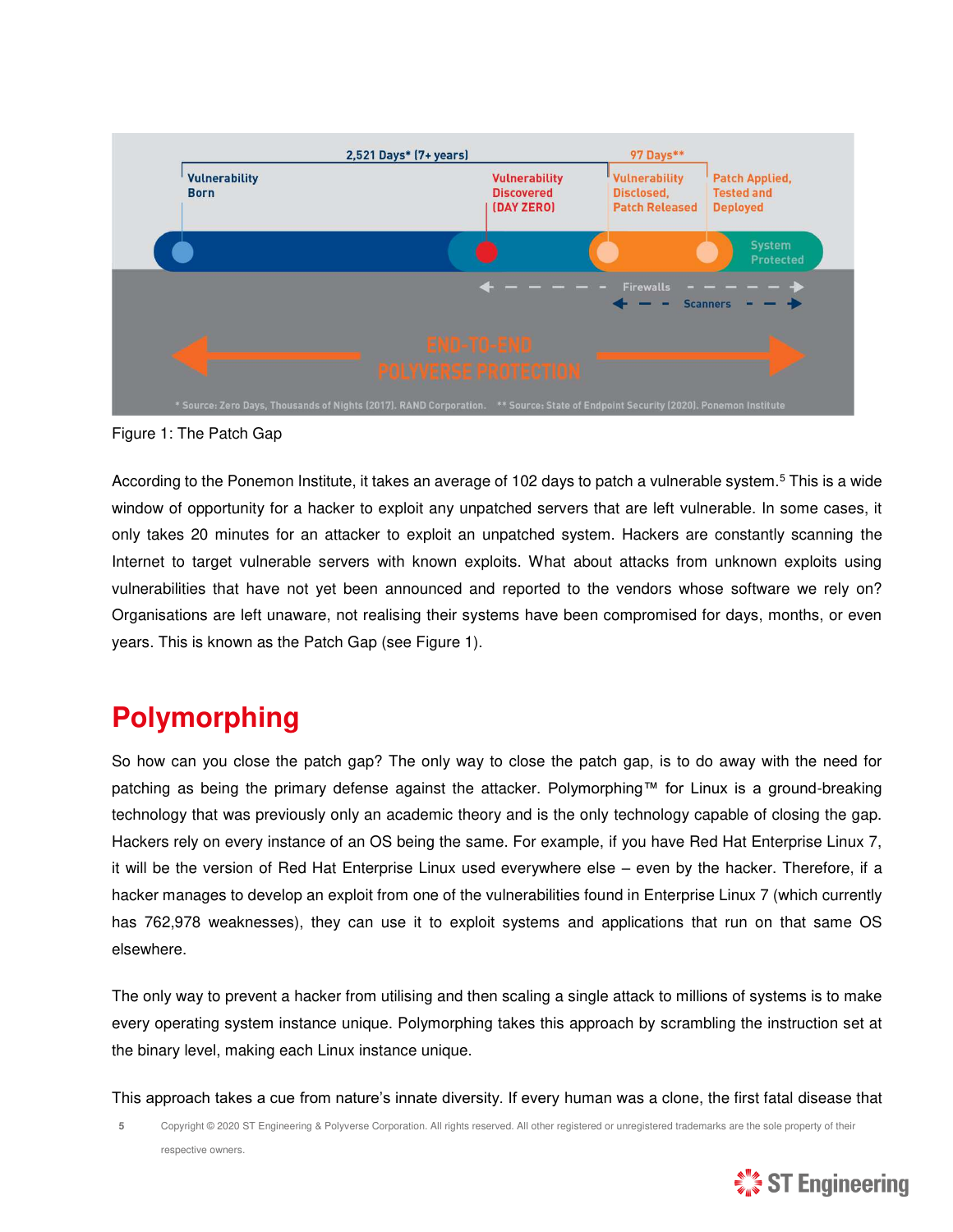* Source: Zero Days, Thousands of Nights (2017). RAND Corporation. ** Source: State of Endpoint Security (2020). Ponemon Institute

Figure 1: The Patch Gap

According to the Ponemon Institute, it takes an average of 102 days to patch a vulnerable system.[5] This is a wide window of opportunity for a hacker to exploit any unpatched servers that are left vulnerable. In some cases, it only takes 20 minutes for an attacker to exploit an unpatched system. Hackers are constantly scanning the Internet to target vulnerable servers with known exploits. What about attacks from unknown exploits using vulnerabilities that have not yet been announced and reported to the vendors whose software we rely on? Organisations are left unaware, not realising their systems have been compromised for days, months, or even years. This is known as the Patch Gap (see Figure 1).

## Polymorphing

So how can you close the patch gap? The only way to close the patch gap, is to do away with the need for patching as being the primary defense against the attacker. Polymorphing™ for Linux is a ground-breaking technology that was previously only an academic theory and is the only technology capable of closing the gap. Hackers rely on every instance of an OS being the same. For example, if you have Red Hat Enterprise Linux 7, it will be the version of Red Hat Enterprise Linux used everywhere else – even by the hacker. Therefore, if a hacker manages to develop an exploit from one of the vulnerabilities found in Enterprise Linux 7 (which currently has 762,978 weaknesses), they can use it to exploit systems and applications that run on that same OS elsewhere.

The only way to prevent a hacker from utilising and then scaling a single attack to millions of systems is to make every operating system instance unique. Polymorphing takes this approach by scrambling the instruction set at the binary level, making each Linux instance unique.

This approach takes a cue from nature's innate diversity. If every human was a clone, the first fatal disease that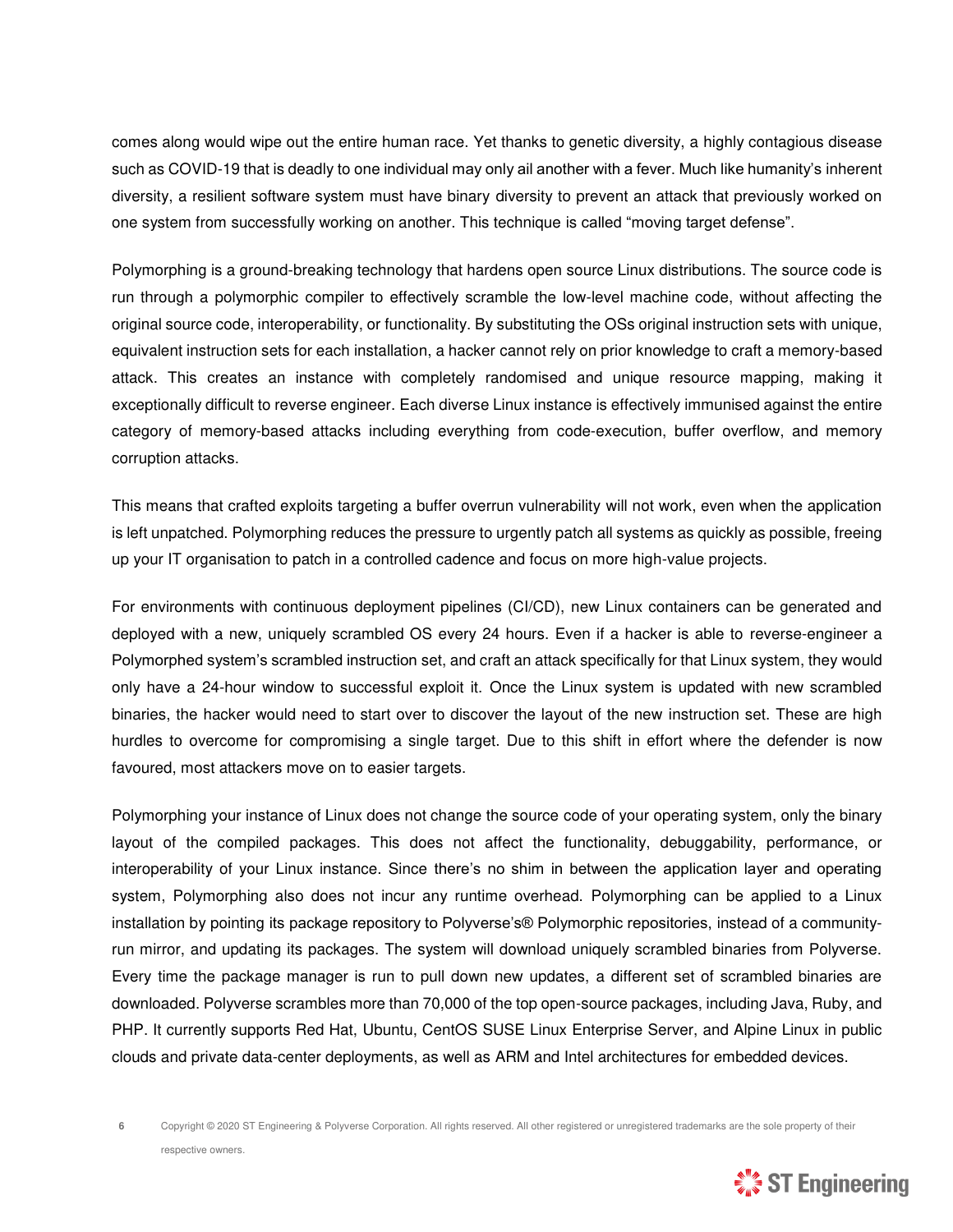comes along would wipe out the entire human race. Yet thanks to genetic diversity, a highly contagious disease such as COVID-19 that is deadly to one individual may only ail another with a fever. Much like humanity's inherent diversity, a resilient software system must have binary diversity to prevent an attack that previously worked on one system from successfully working on another. This technique is called "moving target defense".

Polymorphing is a ground-breaking technology that hardens open source Linux distributions. The source code is run through a polymorphic compiler to effectively scramble the low-level machine code, without affecting the original source code, interoperability, or functionality. By substituting the OSs original instruction sets with unique, equivalent instruction sets for each installation, a hacker cannot rely on prior knowledge to craft a memory-based attack. This creates an instance with completely randomised and unique resource mapping, making it exceptionally difficult to reverse engineer. Each diverse Linux instance is effectively immunised against the entire category of memory-based attacks including everything from code-execution, buffer overflow, and memory corruption attacks.

This means that crafted exploits targeting a buffer overrun vulnerability will not work, even when the application is left unpatched. Polymorphing reduces the pressure to urgently patch all systems as quickly as possible, freeing up your IT organisation to patch in a controlled cadence and focus on more high-value projects.

For environments with continuous deployment pipelines (CI/CD), new Linux containers can be generated and deployed with a new, uniquely scrambled OS every 24 hours. Even if a hacker is able to reverse-engineer a Polymorphed system's scrambled instruction set, and craft an attack specifically for that Linux system, they would only have a 24-hour window to successful exploit it. Once the Linux system is updated with new scrambled binaries, the hacker would need to start over to discover the layout of the new instruction set. These are high hurdles to overcome for compromising a single target. Due to this shift in effort where the defender is now favoured, most attackers move on to easier targets.

Polymorphing your instance of Linux does not change the source code of your operating system, only the binary layout of the compiled packages. This does not affect the functionality, debuggability, performance, or interoperability of your Linux instance. Since there's no shim in between the application layer and operating system, Polymorphing also does not incur any runtime overhead. Polymorphing can be applied to a Linux installation by pointing its package repository to Polyverse's® Polymorphic repositories, instead of a community-run mirror, and updating its packages. The system will download uniquely scrambled binaries from Polyverse. Every time the package manager is run to pull down new updates, a different set of scrambled binaries are downloaded. Polyverse scrambles more than 70,000 of the top open-source packages, including Java, Ruby, and PHP. It currently supports Red Hat, Ubuntu, CentOS SUSE Linux Enterprise Server, and Alpine Linux in public clouds and private data-center deployments, as well as ARM and Intel architectures for embedded devices.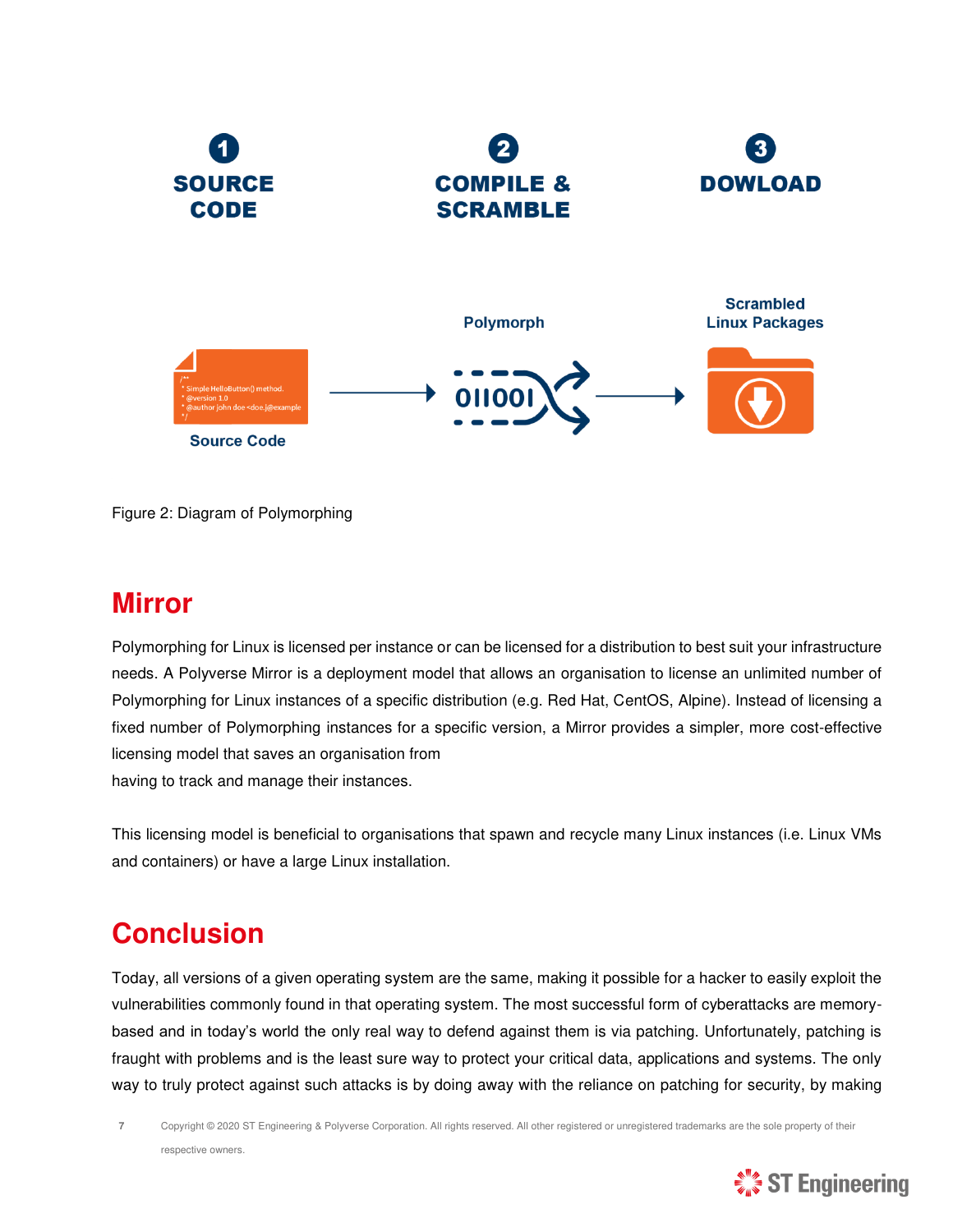1 SOURCE CODE

2 COMPILE & SCRAMBLE

3 DOWLOAD

Source Code → Polymorph → Scrambled Linux Packages

Figure 2: Diagram of Polymorphing

## Mirror

Polymorphing for Linux is licensed per instance or can be licensed for a distribution to best suit your infrastructure needs. A Polyverse Mirror is a deployment model that allows an organisation to license an unlimited number of Polymorphing for Linux instances of a specific distribution (e.g. Red Hat, CentOS, Alpine). Instead of licensing a fixed number of Polymorphing instances for a specific version, a Mirror provides a simpler, more cost-effective licensing model that saves an organisation from having to track and manage their instances.

This licensing model is beneficial to organisations that spawn and recycle many Linux instances (i.e. Linux VMs and containers) or have a large Linux installation.

## Conclusion

Today, all versions of a given operating system are the same, making it possible for a hacker to easily exploit the vulnerabilities commonly found in that operating system. The most successful form of cyberattacks are memory-based and in today's world the only real way to defend against them is via patching. Unfortunately, patching is fraught with problems and is the least sure way to protect your critical data, applications and systems. The only way to truly protect against such attacks is by doing away with the reliance on patching for security, by making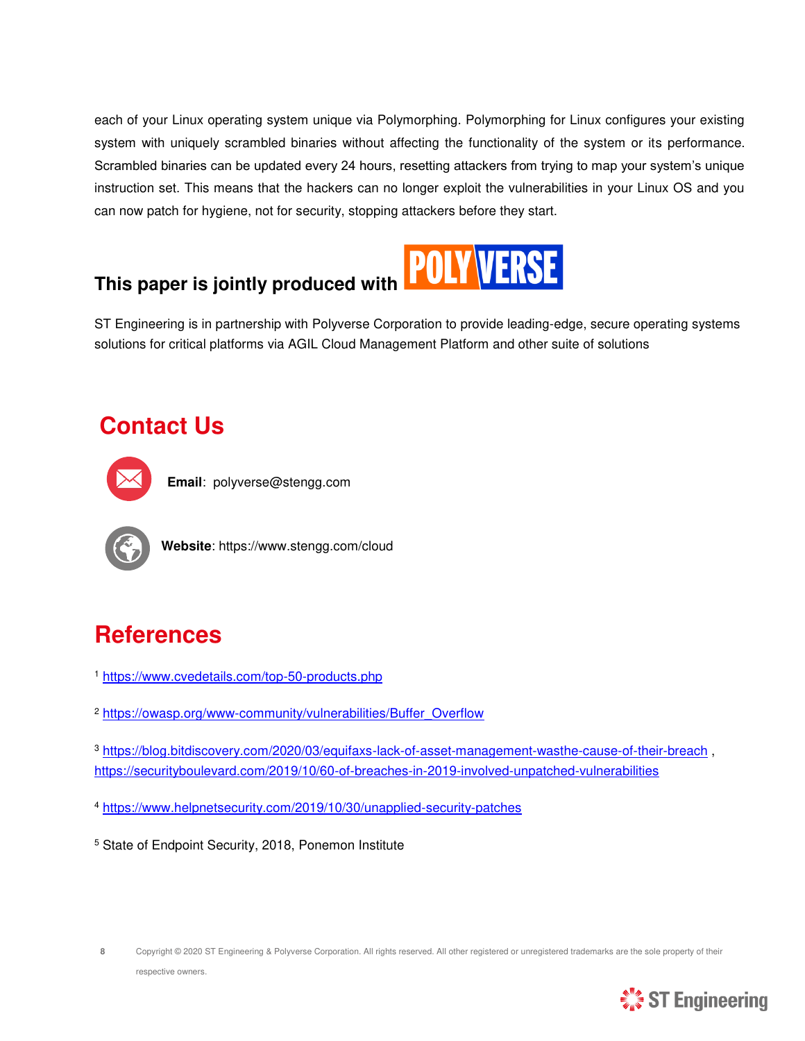each of your Linux operating system unique via Polymorphing. Polymorphing for Linux configures your existing system with uniquely scrambled binaries without affecting the functionality of the system or its performance. Scrambled binaries can be updated every 24 hours, resetting attackers from trying to map your system's unique instruction set. This means that the hackers can no longer exploit the vulnerabilities in your Linux OS and you can now patch for hygiene, not for security, stopping attackers before they start.

### This paper is jointly produced with POLYVERSE

ST Engineering is in partnership with Polyverse Corporation to provide leading-edge, secure operating systems solutions for critical platforms via AGIL Cloud Management Platform and other suite of solutions

## Contact Us

**Email**: polyverse@stengg.com

**Website**: https://www.stengg.com/cloud

## References

[1] https://www.cvedetails.com/top-50-products.php

[2] https://owasp.org/www-community/vulnerabilities/Buffer_Overflow

[3] https://blog.bitdiscovery.com/2020/03/equifaxs-lack-of-asset-management-wasthe-cause-of-their-breach , https://securityboulevard.com/2019/10/60-of-breaches-in-2019-involved-unpatched-vulnerabilities

[4] https://www.helpnetsecurity.com/2019/10/30/unapplied-security-patches

[5] State of Endpoint Security, 2018, Ponemon Institute

Copyright © 2020 ST Engineering & Polyverse Corporation. All rights reserved. All other registered or unregistered trademarks are the sole property of their respective owners.